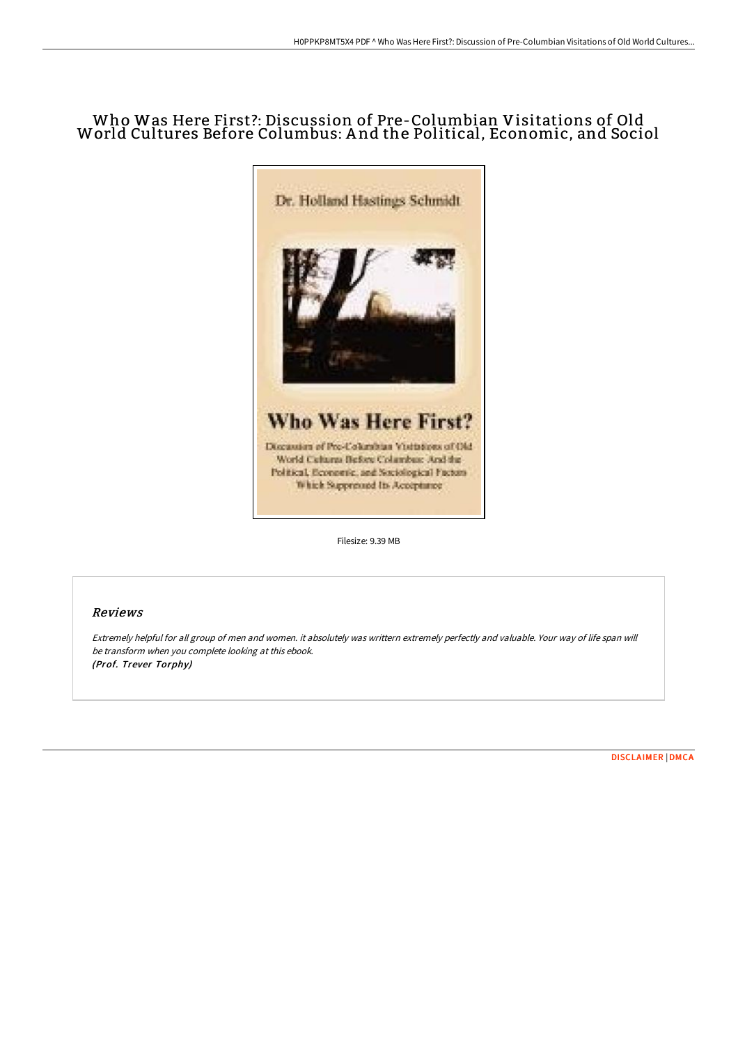// Who Was Here First?: Discussion of Pre-Columbian Visitations of Old World Cultures Before Columbus: And the Political, Economic, and Sociol

Filesize: 9.39 MB

## Reviews

*Extremely helpful for all group of men and women. it absolutely was writtern extremely perfectly and valuable. Your way of life span will be transform when you complete looking at this ebook.*
*(Prof. Trever Torphy)*

[DISCLAIMER](#) | [DMCA](#)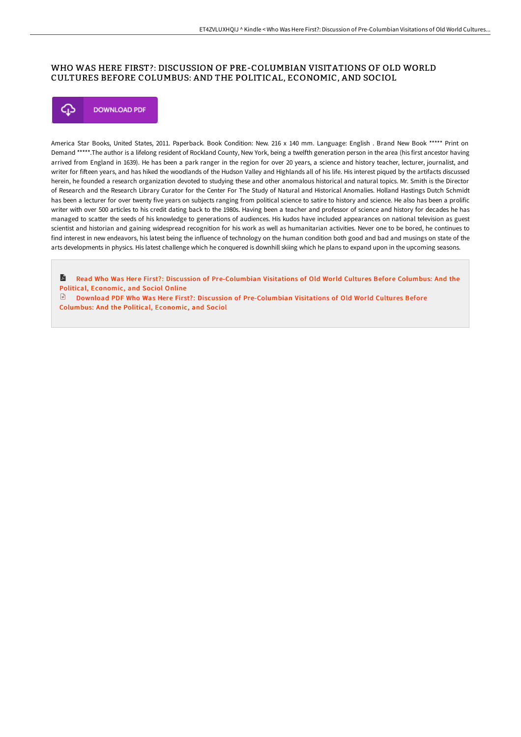# WHO WAS HERE FIRST?: DISCUSSION OF PRE-COLUMBIAN VISITATIONS OF OLD WORLD CULTURES BEFORE COLUMBUS: AND THE POLITICAL, ECONOMIC, AND SOCIOL

DOWNLOAD PDF

America Star Books, United States, 2011. Paperback. Book Condition: New. 216 x 140 mm. Language: English . Brand New Book ***** Print on Demand *****.The author is a lifelong resident of Rockland County, New York, being a twelfth generation person in the area (his first ancestor having arrived from England in 1639). He has been a park ranger in the region for over 20 years, a science and history teacher, lecturer, journalist, and writer for fifteen years, and has hiked the woodlands of the Hudson Valley and Highlands all of his life. His interest piqued by the artifacts discussed herein, he founded a research organization devoted to studying these and other anomalous historical and natural topics. Mr. Smith is the Director of Research and the Research Library Curator for the Center For The Study of Natural and Historical Anomalies. Holland Hastings Dutch Schmidt has been a lecturer for over twenty five years on subjects ranging from political science to satire to history and science. He also has been a prolific writer with over 500 articles to his credit dating back to the 1980s. Having been a teacher and professor of science and history for decades he has managed to scatter the seeds of his knowledge to generations of audiences. His kudos have included appearances on national television as guest scientist and historian and gaining widespread recognition for his work as well as humanitarian activities. Never one to be bored, he continues to find interest in new endeavors, his latest being the influence of technology on the human condition both good and bad and musings on state of the arts developments in physics. His latest challenge which he conquered is downhill skiing which he plans to expand upon in the upcoming seasons.

Read Who Was Here First?: Discussion of Pre-Columbian Visitations of Old World Cultures Before Columbus: And the Political, Economic, and Sociol Online

Download PDF Who Was Here First?: Discussion of Pre-Columbian Visitations of Old World Cultures Before Columbus: And the Political, Economic, and Sociol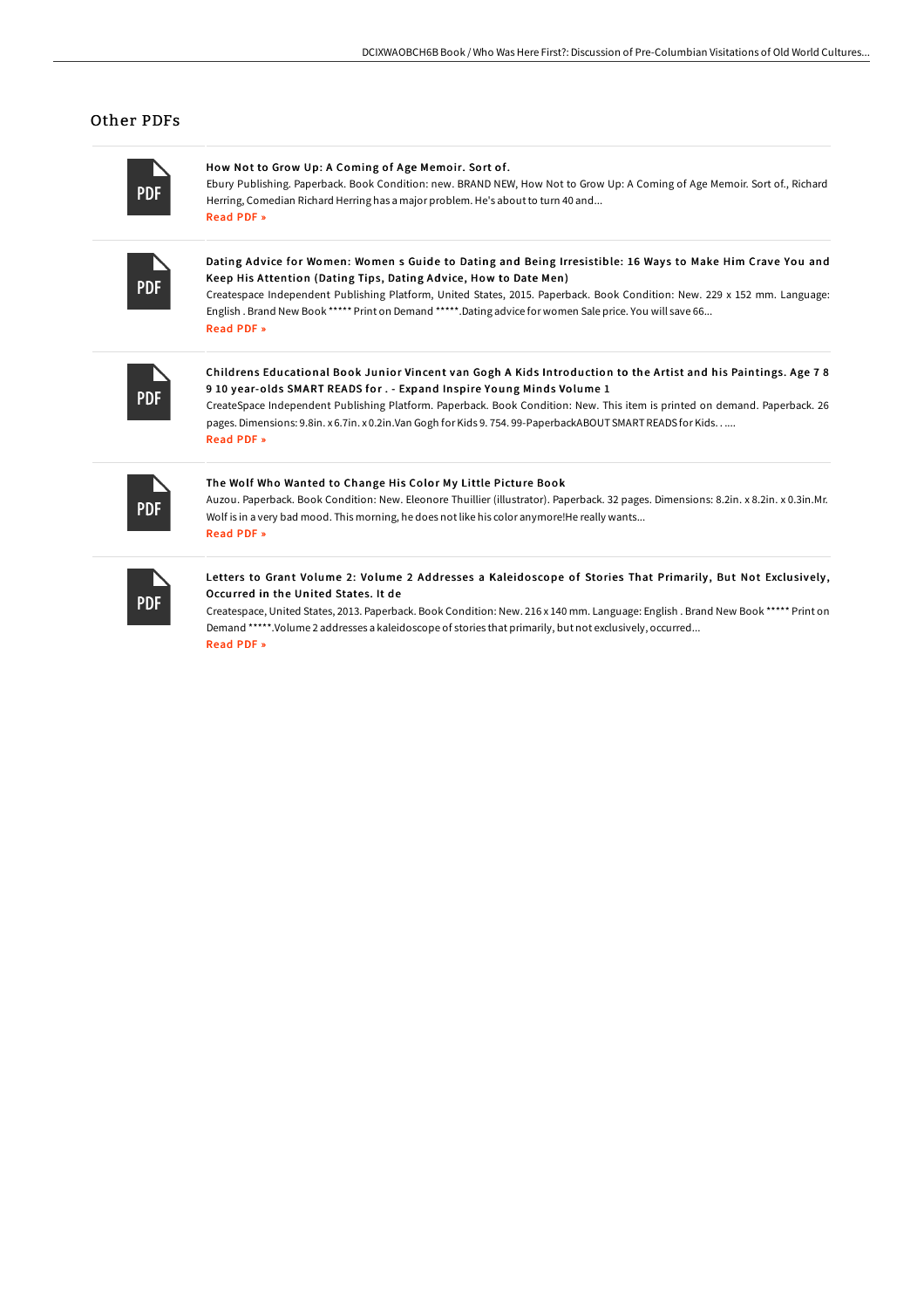## Other PDFs

**How Not to Grow Up: A Coming of Age Memoir. Sort of.**

Ebury Publishing. Paperback. Book Condition: new. BRAND NEW, How Not to Grow Up: A Coming of Age Memoir. Sort of., Richard Herring, Comedian Richard Herring has a major problem. He's about to turn 40 and...

Read PDF »

**Dating Advice for Women: Women s Guide to Dating and Being Irresistible: 16 Ways to Make Him Crave You and Keep His Attention (Dating Tips, Dating Advice, How to Date Men)**

Createspace Independent Publishing Platform, United States, 2015. Paperback. Book Condition: New. 229 x 152 mm. Language: English . Brand New Book ***** Print on Demand *****.Dating advice for women Sale price. You will save 66...

Read PDF »

**Childrens Educational Book Junior Vincent van Gogh A Kids Introduction to the Artist and his Paintings. Age 7 8 9 10 year-olds SMART READS for . - Expand Inspire Young Minds Volume 1**

CreateSpace Independent Publishing Platform. Paperback. Book Condition: New. This item is printed on demand. Paperback. 26 pages. Dimensions: 9.8in. x 6.7in. x 0.2in.Van Gogh for Kids 9. 754. 99-PaperbackABOUT SMART READS for Kids. . ....

Read PDF »

**The Wolf Who Wanted to Change His Color My Little Picture Book**

Auzou. Paperback. Book Condition: New. Eleonore Thuillier (illustrator). Paperback. 32 pages. Dimensions: 8.2in. x 8.2in. x 0.3in.Mr. Wolf is in a very bad mood. This morning, he does not like his color anymore!He really wants...

Read PDF »

**Letters to Grant Volume 2: Volume 2 Addresses a Kaleidoscope of Stories That Primarily, But Not Exclusively, Occurred in the United States. It de**

Createspace, United States, 2013. Paperback. Book Condition: New. 216 x 140 mm. Language: English . Brand New Book ***** Print on Demand *****.Volume 2 addresses a kaleidoscope of stories that primarily, but not exclusively, occurred...

Read PDF »